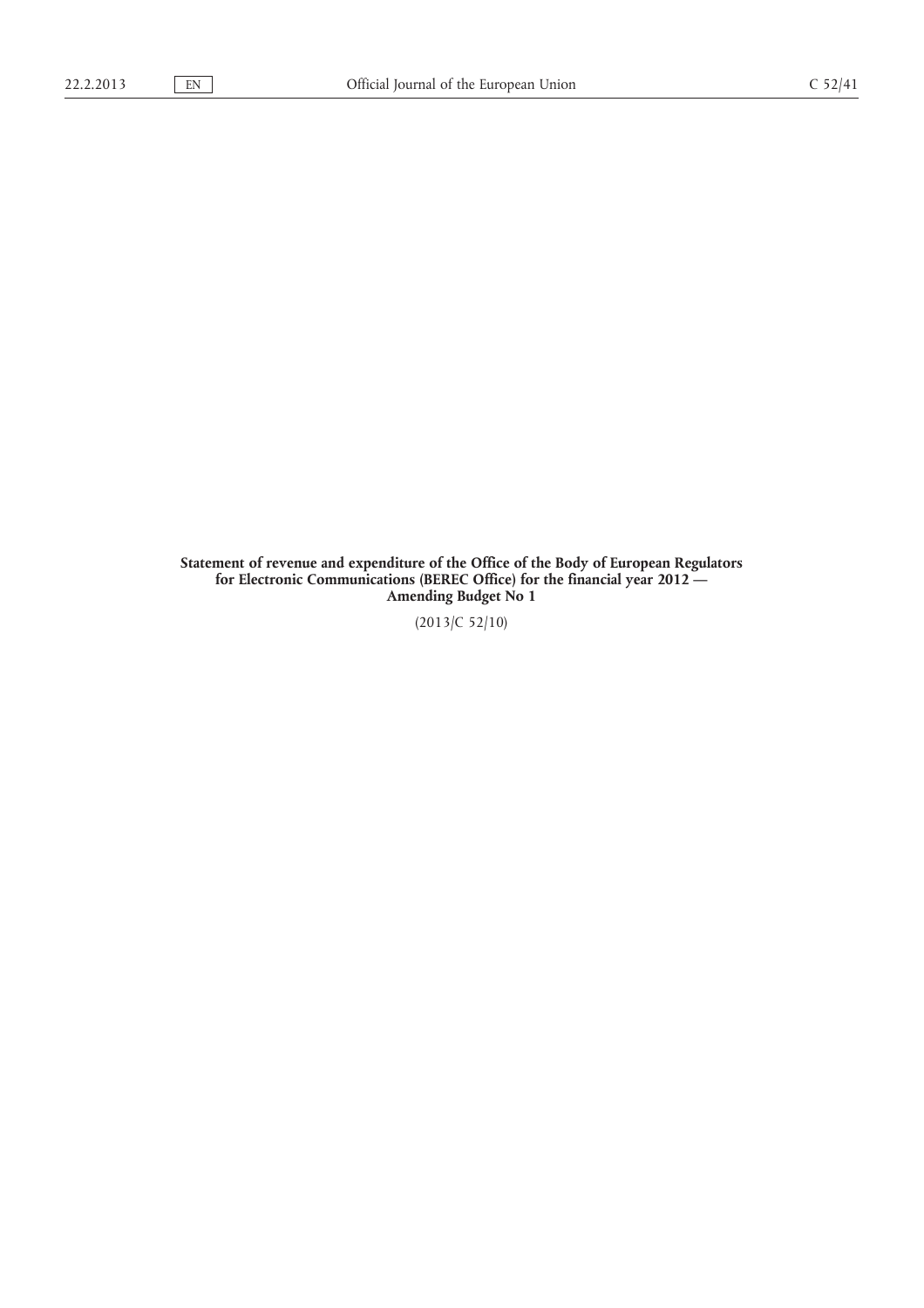**Statement of revenue and expenditure of the Office of the Body of European Regulators for Electronic Communications (BEREC Office) for the financial year 2012 — Amending Budget No 1**

(2013/C 52/10)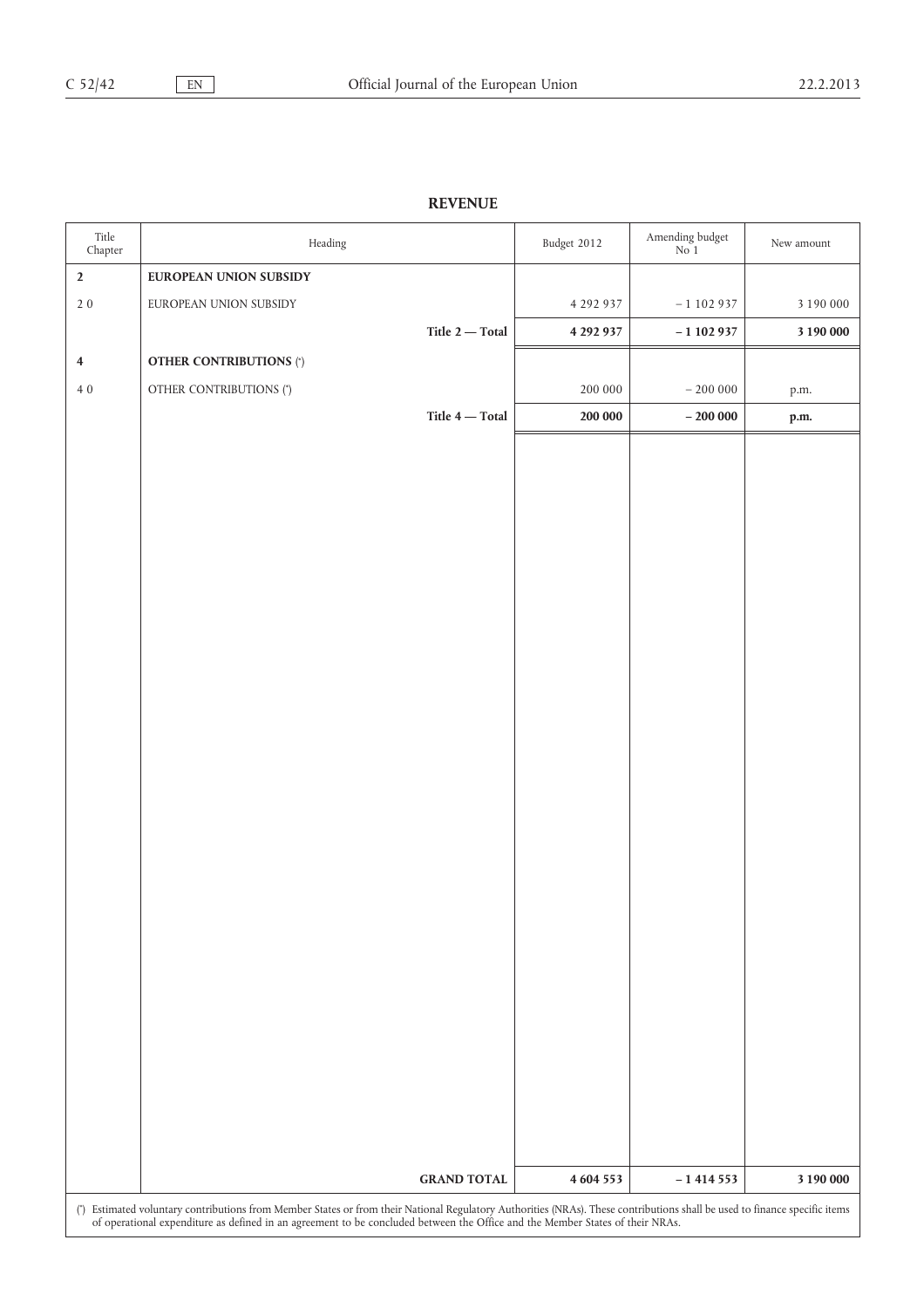## REVENUE

| Title Chapter | Heading | Budget 2012 | Amending budget No 1 | New amount |
|---|---|---|---|---|
| **2** | **EUROPEAN UNION SUBSIDY** | | | |
| 2 0 | EUROPEAN UNION SUBSIDY | 4 292 937 | – 1 102 937 | 3 190 000 |
| | **Title 2 — Total** | **4 292 937** | **– 1 102 937** | **3 190 000** |
| **4** | **OTHER CONTRIBUTIONS** (*) | | | |
| 4 0 | OTHER CONTRIBUTIONS (*) | 200 000 | – 200 000 | p.m. |
| | **Title 4 — Total** | **200 000** | **– 200 000** | **p.m.** |
| | **GRAND TOTAL** | **4 604 553** | **– 1 414 553** | **3 190 000** |

(*) Estimated voluntary contributions from Member States or from their National Regulatory Authorities (NRAs). These contributions shall be used to finance specific items of operational expenditure as defined in an agreement to be concluded between the Office and the Member States of their NRAs.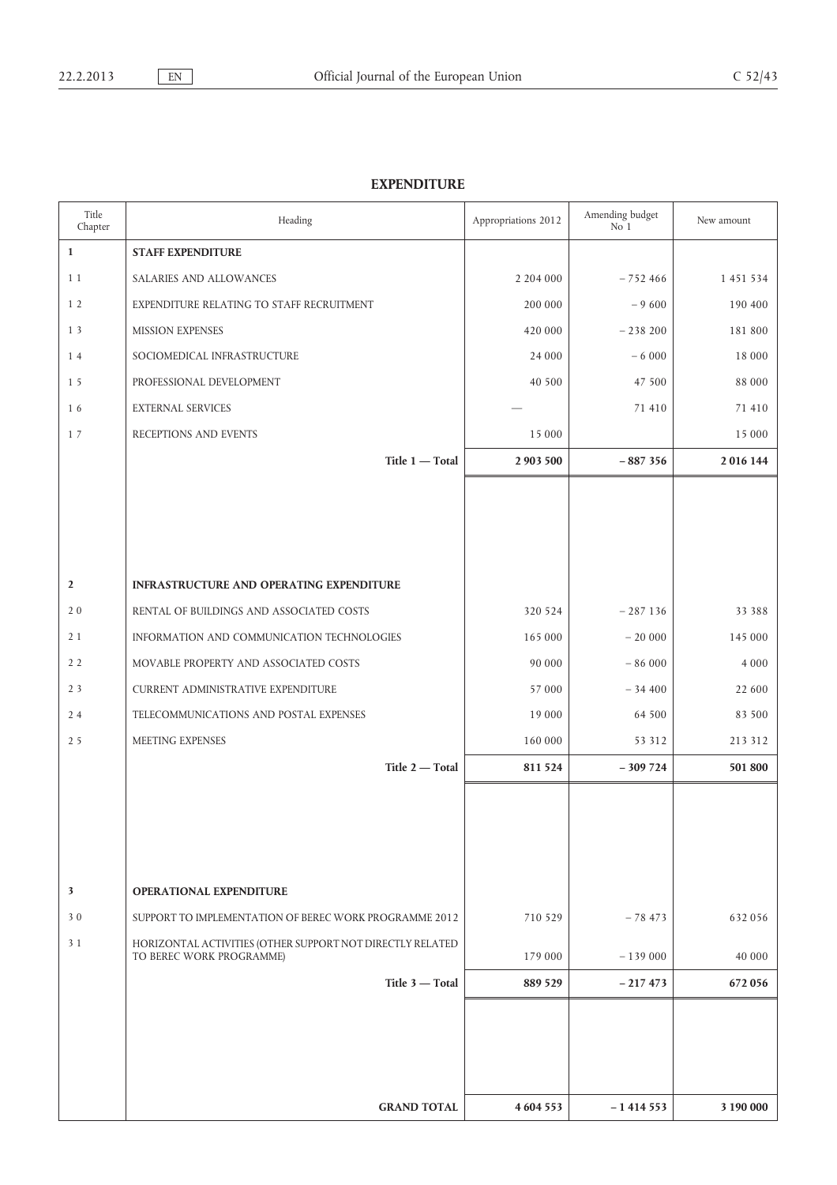## EXPENDITURE

| Title Chapter | Heading | Appropriations 2012 | Amending budget No 1 | New amount |
|---|---|---|---|---|
| **1** | **STAFF EXPENDITURE** | | | |
| 1 1 | SALARIES AND ALLOWANCES | 2 204 000 | – 752 466 | 1 451 534 |
| 1 2 | EXPENDITURE RELATING TO STAFF RECRUITMENT | 200 000 | – 9 600 | 190 400 |
| 1 3 | MISSION EXPENSES | 420 000 | – 238 200 | 181 800 |
| 1 4 | SOCIOMEDICAL INFRASTRUCTURE | 24 000 | – 6 000 | 18 000 |
| 1 5 | PROFESSIONAL DEVELOPMENT | 40 500 | 47 500 | 88 000 |
| 1 6 | EXTERNAL SERVICES | — | 71 410 | 71 410 |
| 1 7 | RECEPTIONS AND EVENTS | 15 000 | | 15 000 |
| | **Title 1 — Total** | **2 903 500** | **– 887 356** | **2 016 144** |
| **2** | **INFRASTRUCTURE AND OPERATING EXPENDITURE** | | | |
| 2 0 | RENTAL OF BUILDINGS AND ASSOCIATED COSTS | 320 524 | – 287 136 | 33 388 |
| 2 1 | INFORMATION AND COMMUNICATION TECHNOLOGIES | 165 000 | – 20 000 | 145 000 |
| 2 2 | MOVABLE PROPERTY AND ASSOCIATED COSTS | 90 000 | – 86 000 | 4 000 |
| 2 3 | CURRENT ADMINISTRATIVE EXPENDITURE | 57 000 | – 34 400 | 22 600 |
| 2 4 | TELECOMMUNICATIONS AND POSTAL EXPENSES | 19 000 | 64 500 | 83 500 |
| 2 5 | MEETING EXPENSES | 160 000 | 53 312 | 213 312 |
| | **Title 2 — Total** | **811 524** | **– 309 724** | **501 800** |
| **3** | **OPERATIONAL EXPENDITURE** | | | |
| 3 0 | SUPPORT TO IMPLEMENTATION OF BEREC WORK PROGRAMME 2012 | 710 529 | – 78 473 | 632 056 |
| 3 1 | HORIZONTAL ACTIVITIES (OTHER SUPPORT NOT DIRECTLY RELATED TO BEREC WORK PROGRAMME) | 179 000 | – 139 000 | 40 000 |
| | **Title 3 — Total** | **889 529** | **– 217 473** | **672 056** |
| | **GRAND TOTAL** | **4 604 553** | **– 1 414 553** | **3 190 000** |